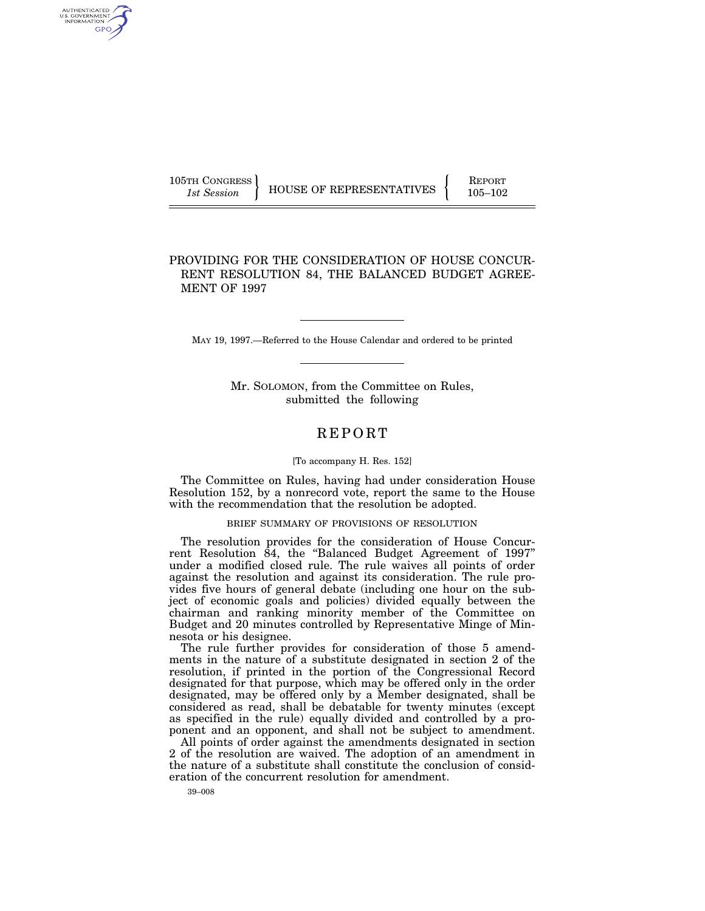105TH CONGRESS
*1st Session*

HOUSE OF REPRESENTATIVES

REPORT
105–102

# PROVIDING FOR THE CONSIDERATION OF HOUSE CONCURRENT RESOLUTION 84, THE BALANCED BUDGET AGREEMENT OF 1997

MAY 19, 1997.—Referred to the House Calendar and ordered to be printed

Mr. SOLOMON, from the Committee on Rules, submitted the following

## REPORT

[To accompany H. Res. 152]

The Committee on Rules, having had under consideration House Resolution 152, by a nonrecord vote, report the same to the House with the recommendation that the resolution be adopted.

### BRIEF SUMMARY OF PROVISIONS OF RESOLUTION

The resolution provides for the consideration of House Concurrent Resolution 84, the "Balanced Budget Agreement of 1997" under a modified closed rule. The rule waives all points of order against the resolution and against its consideration. The rule provides five hours of general debate (including one hour on the subject of economic goals and policies) divided equally between the chairman and ranking minority member of the Committee on Budget and 20 minutes controlled by Representative Minge of Minnesota or his designee.

The rule further provides for consideration of those 5 amendments in the nature of a substitute designated in section 2 of the resolution, if printed in the portion of the Congressional Record designated for that purpose, which may be offered only in the order designated, may be offered only by a Member designated, shall be considered as read, shall be debatable for twenty minutes (except as specified in the rule) equally divided and controlled by a proponent and an opponent, and shall not be subject to amendment.

All points of order against the amendments designated in section 2 of the resolution are waived. The adoption of an amendment in the nature of a substitute shall constitute the conclusion of consideration of the concurrent resolution for amendment.

39–008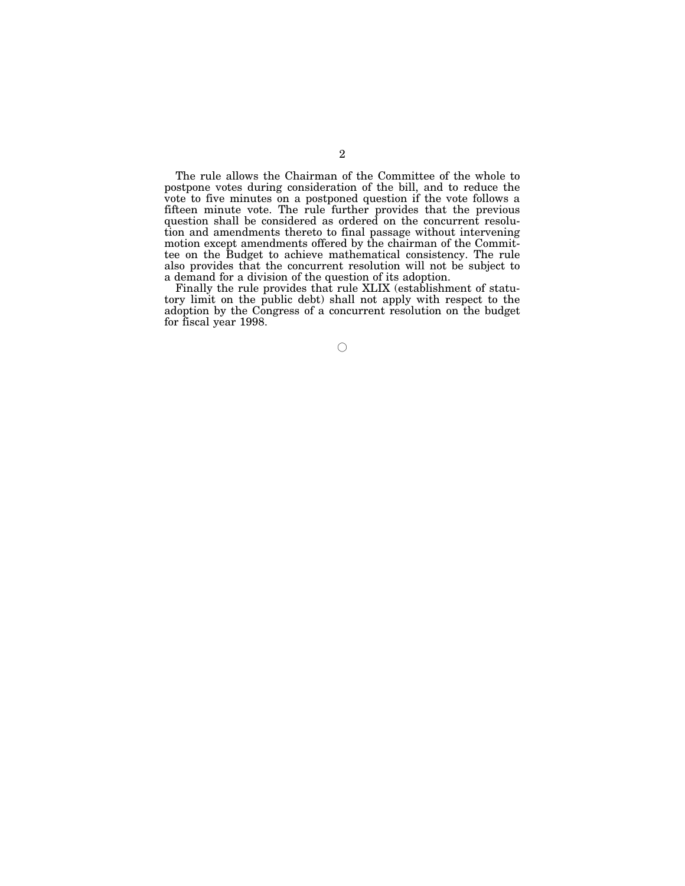The rule allows the Chairman of the Committee of the whole to postpone votes during consideration of the bill, and to reduce the vote to five minutes on a postponed question if the vote follows a fifteen minute vote. The rule further provides that the previous question shall be considered as ordered on the concurrent resolution and amendments thereto to final passage without intervening motion except amendments offered by the chairman of the Committee on the Budget to achieve mathematical consistency. The rule also provides that the concurrent resolution will not be subject to a demand for a division of the question of its adoption.

Finally the rule provides that rule XLIX (establishment of statutory limit on the public debt) shall not apply with respect to the adoption by the Congress of a concurrent resolution on the budget for fiscal year 1998.